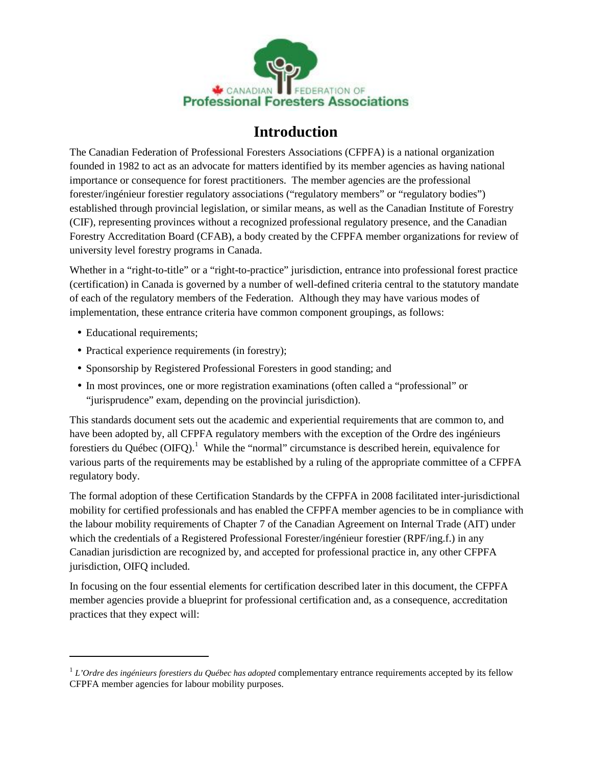# Introduction

The Canadian Federation of Professional Foresters Associations (CFPFA) is a national organization founded in 1982 to act as an advocate for matters identified by its member agencies as having national importance or consequence for forest practitioners. The member agencies are the professional forester/ingénieur forestier regulatory associations ("regulatory members" or "regulatory bodies") established through provincial legislation, or similar means, as well as the Canadian Institute of Forestry (CIF), representing provinces without a recognized professional regulatory presence, and the Canadian Forestry Accreditation Board (CFAB), a body created by the CFPFA member organizations for review of university level forestry programs in Canada.

Whether in a "right-to-title" or a "right-to-practice" jurisdiction, entrance into professional forest practice (certification) in Canada is governed by a number of well-defined criteria central to the statutory mandate of each of the regulatory members of the Federation. Although they may have various modes of implementation, these entrance criteria have common component groupings, as follows:

- Educational requirements;
- Practical experience requirements (in forestry);
- Sponsorship by Registered Professional Foresters in good standing; and
- In most provinces, one or more registration examinations (often called a "professional" or "jurisprudence" exam, depending on the provincial jurisdiction).

This standards document sets out the academic and experiential requirements that are common to, and have been adopted by, all CFPFA regulatory members with the exception of the Ordre des ingénieurs forestiers du Québec (OIFQ).[1] While the "normal" circumstance is described herein, equivalence for various parts of the requirements may be established by a ruling of the appropriate committee of a CFPFA regulatory body.

The formal adoption of these Certification Standards by the CFPFA in 2008 facilitated inter-jurisdictional mobility for certified professionals and has enabled the CFPFA member agencies to be in compliance with the labour mobility requirements of Chapter 7 of the Canadian Agreement on Internal Trade (AIT) under which the credentials of a Registered Professional Forester/ingénieur forestier (RPF/ing.f.) in any Canadian jurisdiction are recognized by, and accepted for professional practice in, any other CFPFA jurisdiction, OIFQ included.

In focusing on the four essential elements for certification described later in this document, the CFPFA member agencies provide a blueprint for professional certification and, as a consequence, accreditation practices that they expect will:

---

[1] *L'Ordre des ingénieurs forestiers du Québec has adopted* complementary entrance requirements accepted by its fellow CFPFA member agencies for labour mobility purposes.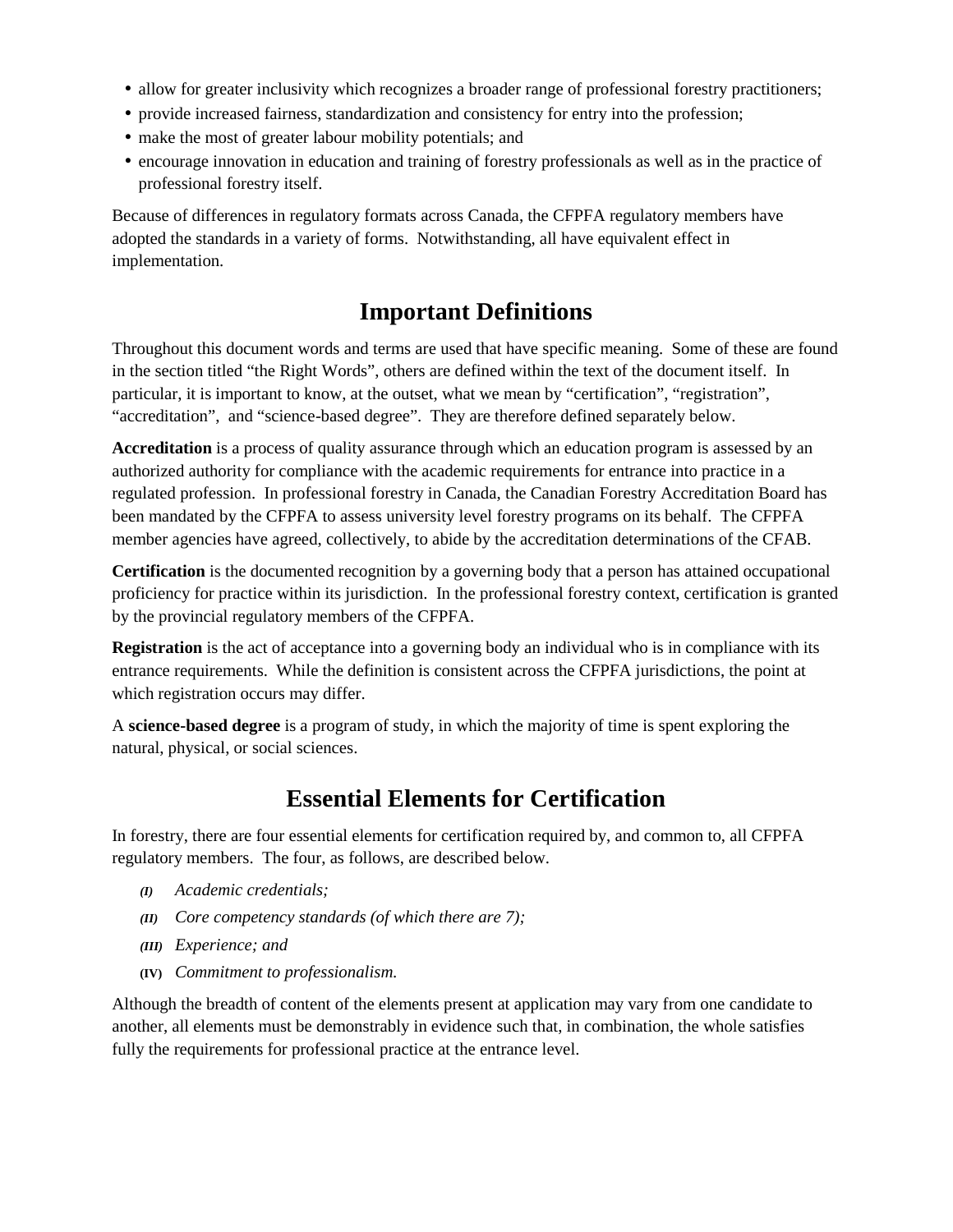- allow for greater inclusivity which recognizes a broader range of professional forestry practitioners;
- provide increased fairness, standardization and consistency for entry into the profession;
- make the most of greater labour mobility potentials; and
- encourage innovation in education and training of forestry professionals as well as in the practice of professional forestry itself.

Because of differences in regulatory formats across Canada, the CFPFA regulatory members have adopted the standards in a variety of forms. Notwithstanding, all have equivalent effect in implementation.

## Important Definitions

Throughout this document words and terms are used that have specific meaning. Some of these are found in the section titled "the Right Words", others are defined within the text of the document itself. In particular, it is important to know, at the outset, what we mean by "certification", "registration", "accreditation", and "science-based degree". They are therefore defined separately below.

**Accreditation** is a process of quality assurance through which an education program is assessed by an authorized authority for compliance with the academic requirements for entrance into practice in a regulated profession. In professional forestry in Canada, the Canadian Forestry Accreditation Board has been mandated by the CFPFA to assess university level forestry programs on its behalf. The CFPFA member agencies have agreed, collectively, to abide by the accreditation determinations of the CFAB.

**Certification** is the documented recognition by a governing body that a person has attained occupational proficiency for practice within its jurisdiction. In the professional forestry context, certification is granted by the provincial regulatory members of the CFPFA.

**Registration** is the act of acceptance into a governing body an individual who is in compliance with its entrance requirements. While the definition is consistent across the CFPFA jurisdictions, the point at which registration occurs may differ.

A **science-based degree** is a program of study, in which the majority of time is spent exploring the natural, physical, or social sciences.

## Essential Elements for Certification

In forestry, there are four essential elements for certification required by, and common to, all CFPFA regulatory members. The four, as follows, are described below.

- ***(I)*** *Academic credentials;*
- ***(II)*** *Core competency standards (of which there are 7);*
- ***(III)*** *Experience; and*
- **(IV)** *Commitment to professionalism.*

Although the breadth of content of the elements present at application may vary from one candidate to another, all elements must be demonstrably in evidence such that, in combination, the whole satisfies fully the requirements for professional practice at the entrance level.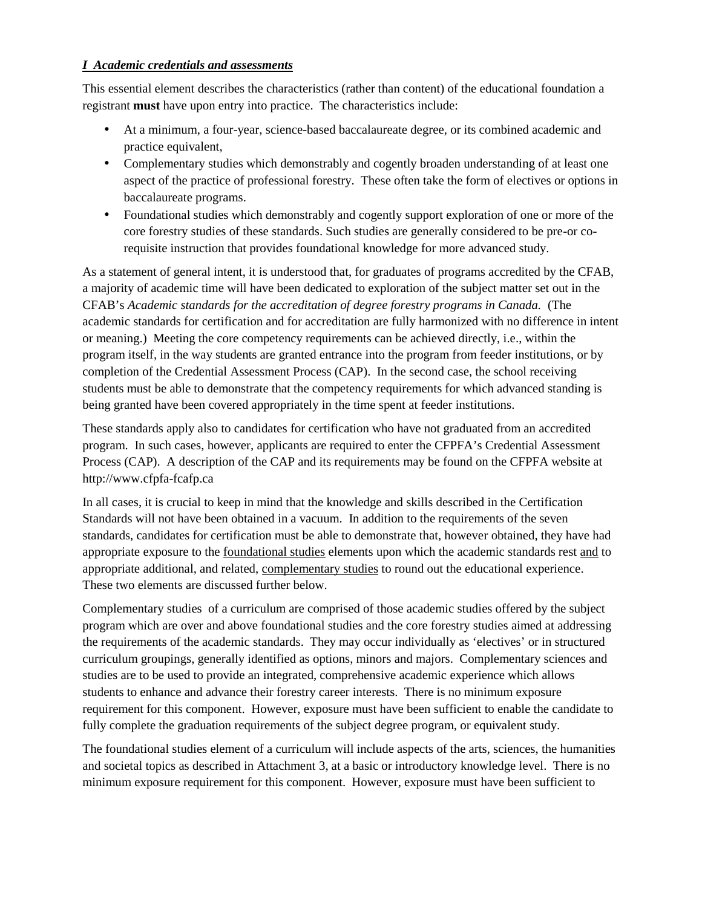## *I Academic credentials and assessments*

This essential element describes the characteristics (rather than content) of the educational foundation a registrant **must** have upon entry into practice. The characteristics include:

- At a minimum, a four-year, science-based baccalaureate degree, or its combined academic and practice equivalent,
- Complementary studies which demonstrably and cogently broaden understanding of at least one aspect of the practice of professional forestry. These often take the form of electives or options in baccalaureate programs.
- Foundational studies which demonstrably and cogently support exploration of one or more of the core forestry studies of these standards. Such studies are generally considered to be pre-or co-requisite instruction that provides foundational knowledge for more advanced study.

As a statement of general intent, it is understood that, for graduates of programs accredited by the CFAB, a majority of academic time will have been dedicated to exploration of the subject matter set out in the CFAB's *Academic standards for the accreditation of degree forestry programs in Canada.* (The academic standards for certification and for accreditation are fully harmonized with no difference in intent or meaning.) Meeting the core competency requirements can be achieved directly, i.e., within the program itself, in the way students are granted entrance into the program from feeder institutions, or by completion of the Credential Assessment Process (CAP). In the second case, the school receiving students must be able to demonstrate that the competency requirements for which advanced standing is being granted have been covered appropriately in the time spent at feeder institutions.

These standards apply also to candidates for certification who have not graduated from an accredited program. In such cases, however, applicants are required to enter the CFPFA's Credential Assessment Process (CAP). A description of the CAP and its requirements may be found on the CFPFA website at http://www.cfpfa-fcafp.ca

In all cases, it is crucial to keep in mind that the knowledge and skills described in the Certification Standards will not have been obtained in a vacuum. In addition to the requirements of the seven standards, candidates for certification must be able to demonstrate that, however obtained, they have had appropriate exposure to the <u>foundational studies</u> elements upon which the academic standards rest <u>and</u> to appropriate additional, and related, <u>complementary studies</u> to round out the educational experience. These two elements are discussed further below.

Complementary studies of a curriculum are comprised of those academic studies offered by the subject program which are over and above foundational studies and the core forestry studies aimed at addressing the requirements of the academic standards. They may occur individually as 'electives' or in structured curriculum groupings, generally identified as options, minors and majors. Complementary sciences and studies are to be used to provide an integrated, comprehensive academic experience which allows students to enhance and advance their forestry career interests. There is no minimum exposure requirement for this component. However, exposure must have been sufficient to enable the candidate to fully complete the graduation requirements of the subject degree program, or equivalent study.

The foundational studies element of a curriculum will include aspects of the arts, sciences, the humanities and societal topics as described in Attachment 3, at a basic or introductory knowledge level. There is no minimum exposure requirement for this component. However, exposure must have been sufficient to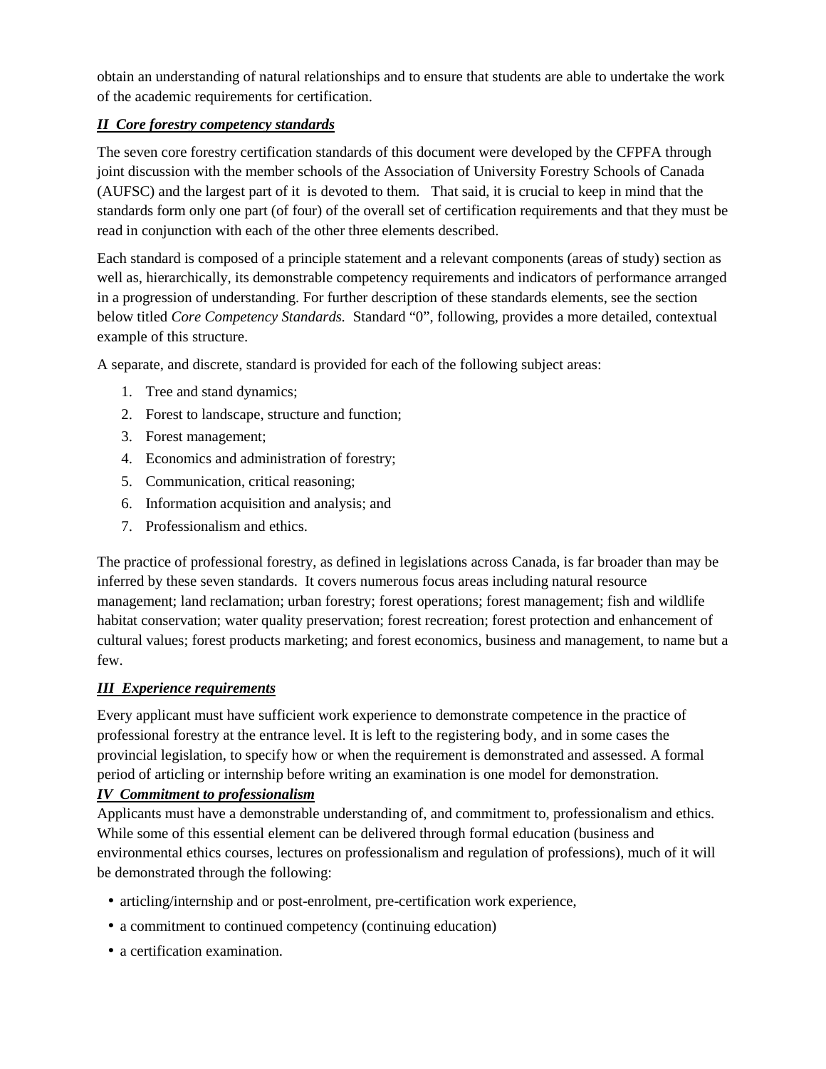obtain an understanding of natural relationships and to ensure that students are able to undertake the work of the academic requirements for certification.

## ***II Core forestry competency standards***

The seven core forestry certification standards of this document were developed by the CFPFA through joint discussion with the member schools of the Association of University Forestry Schools of Canada (AUFSC) and the largest part of it is devoted to them. That said, it is crucial to keep in mind that the standards form only one part (of four) of the overall set of certification requirements and that they must be read in conjunction with each of the other three elements described.

Each standard is composed of a principle statement and a relevant components (areas of study) section as well as, hierarchically, its demonstrable competency requirements and indicators of performance arranged in a progression of understanding. For further description of these standards elements, see the section below titled *Core Competency Standards.* Standard "0", following, provides a more detailed, contextual example of this structure.

A separate, and discrete, standard is provided for each of the following subject areas:

1. Tree and stand dynamics;
2. Forest to landscape, structure and function;
3. Forest management;
4. Economics and administration of forestry;
5. Communication, critical reasoning;
6. Information acquisition and analysis; and
7. Professionalism and ethics.

The practice of professional forestry, as defined in legislations across Canada, is far broader than may be inferred by these seven standards. It covers numerous focus areas including natural resource management; land reclamation; urban forestry; forest operations; forest management; fish and wildlife habitat conservation; water quality preservation; forest recreation; forest protection and enhancement of cultural values; forest products marketing; and forest economics, business and management, to name but a few.

## ***III Experience requirements***

Every applicant must have sufficient work experience to demonstrate competence in the practice of professional forestry at the entrance level. It is left to the registering body, and in some cases the provincial legislation, to specify how or when the requirement is demonstrated and assessed. A formal period of articling or internship before writing an examination is one model for demonstration.

## ***IV Commitment to professionalism***

Applicants must have a demonstrable understanding of, and commitment to, professionalism and ethics. While some of this essential element can be delivered through formal education (business and environmental ethics courses, lectures on professionalism and regulation of professions), much of it will be demonstrated through the following:

- articling/internship and or post-enrolment, pre-certification work experience,
- a commitment to continued competency (continuing education)
- a certification examination.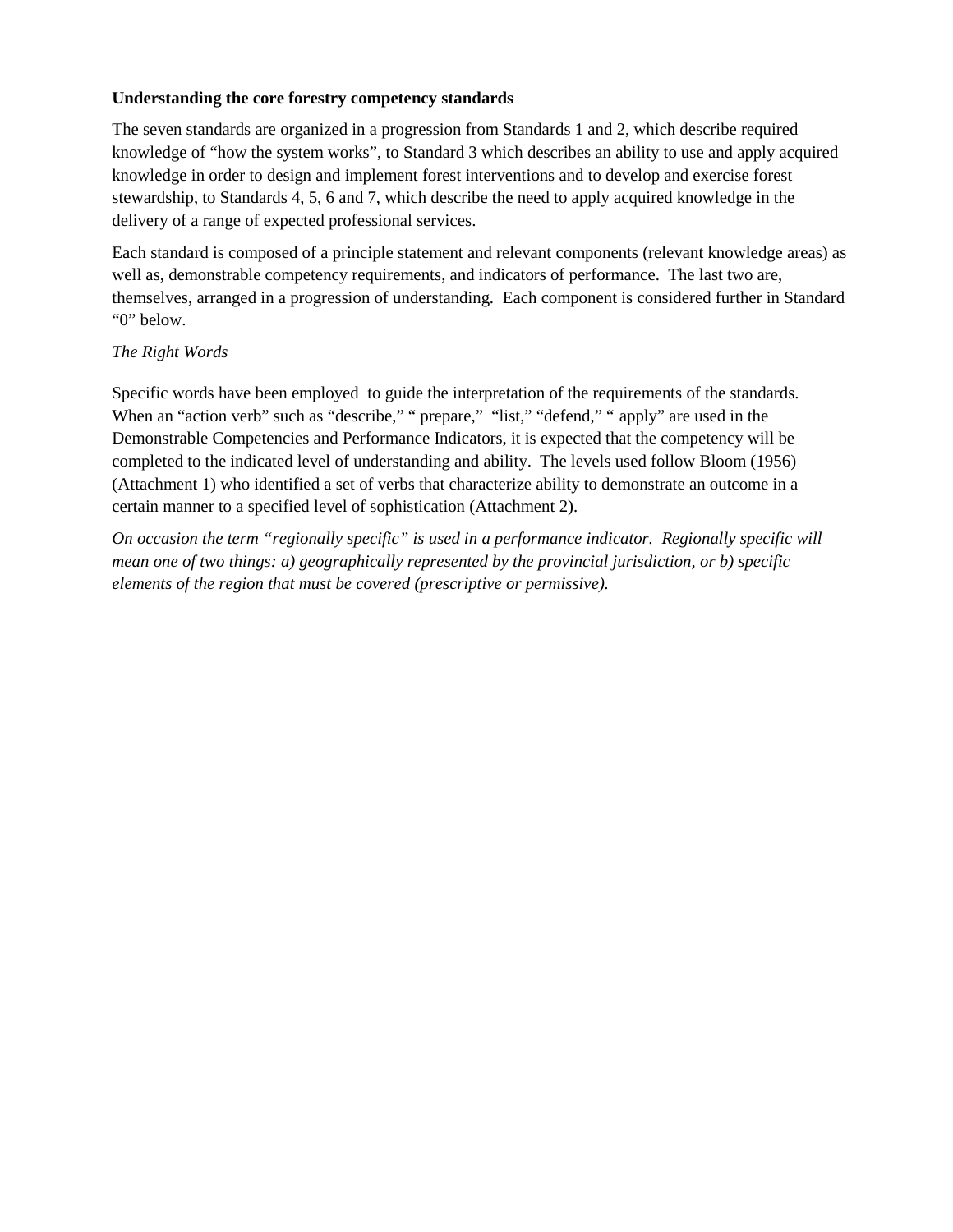**Understanding the core forestry competency standards**

The seven standards are organized in a progression from Standards 1 and 2, which describe required knowledge of "how the system works", to Standard 3 which describes an ability to use and apply acquired knowledge in order to design and implement forest interventions and to develop and exercise forest stewardship, to Standards 4, 5, 6 and 7, which describe the need to apply acquired knowledge in the delivery of a range of expected professional services.

Each standard is composed of a principle statement and relevant components (relevant knowledge areas) as well as, demonstrable competency requirements, and indicators of performance. The last two are, themselves, arranged in a progression of understanding. Each component is considered further in Standard "0" below.

*The Right Words*

Specific words have been employed to guide the interpretation of the requirements of the standards. When an "action verb" such as "describe," " prepare," "list," "defend," " apply" are used in the Demonstrable Competencies and Performance Indicators, it is expected that the competency will be completed to the indicated level of understanding and ability. The levels used follow Bloom (1956) (Attachment 1) who identified a set of verbs that characterize ability to demonstrate an outcome in a certain manner to a specified level of sophistication (Attachment 2).

*On occasion the term "regionally specific" is used in a performance indicator. Regionally specific will mean one of two things: a) geographically represented by the provincial jurisdiction, or b) specific elements of the region that must be covered (prescriptive or permissive).*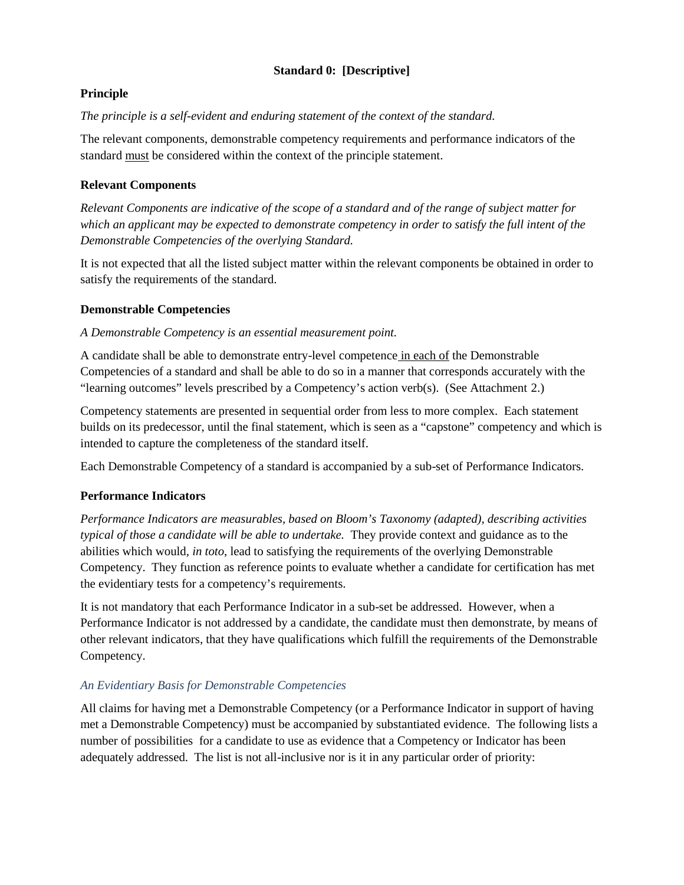**Standard 0: [Descriptive]**

**Principle**

*The principle is a self-evident and enduring statement of the context of the standard.*

The relevant components, demonstrable competency requirements and performance indicators of the standard <u>must</u> be considered within the context of the principle statement.

**Relevant Components**

*Relevant Components are indicative of the scope of a standard and of the range of subject matter for which an applicant may be expected to demonstrate competency in order to satisfy the full intent of the Demonstrable Competencies of the overlying Standard.*

It is not expected that all the listed subject matter within the relevant components be obtained in order to satisfy the requirements of the standard.

**Demonstrable Competencies**

*A Demonstrable Competency is an essential measurement point.*

A candidate shall be able to demonstrate entry-level competence <u>in each of</u> the Demonstrable Competencies of a standard and shall be able to do so in a manner that corresponds accurately with the "learning outcomes" levels prescribed by a Competency's action verb(s). (See Attachment 2.)

Competency statements are presented in sequential order from less to more complex. Each statement builds on its predecessor, until the final statement, which is seen as a "capstone" competency and which is intended to capture the completeness of the standard itself.

Each Demonstrable Competency of a standard is accompanied by a sub-set of Performance Indicators.

**Performance Indicators**

*Performance Indicators are measurables, based on Bloom's Taxonomy (adapted), describing activities typical of those a candidate will be able to undertake.* They provide context and guidance as to the abilities which would, *in toto*, lead to satisfying the requirements of the overlying Demonstrable Competency. They function as reference points to evaluate whether a candidate for certification has met the evidentiary tests for a competency's requirements.

It is not mandatory that each Performance Indicator in a sub-set be addressed. However, when a Performance Indicator is not addressed by a candidate, the candidate must then demonstrate, by means of other relevant indicators, that they have qualifications which fulfill the requirements of the Demonstrable Competency.

*An Evidentiary Basis for Demonstrable Competencies*

All claims for having met a Demonstrable Competency (or a Performance Indicator in support of having met a Demonstrable Competency) must be accompanied by substantiated evidence. The following lists a number of possibilities for a candidate to use as evidence that a Competency or Indicator has been adequately addressed. The list is not all-inclusive nor is it in any particular order of priority: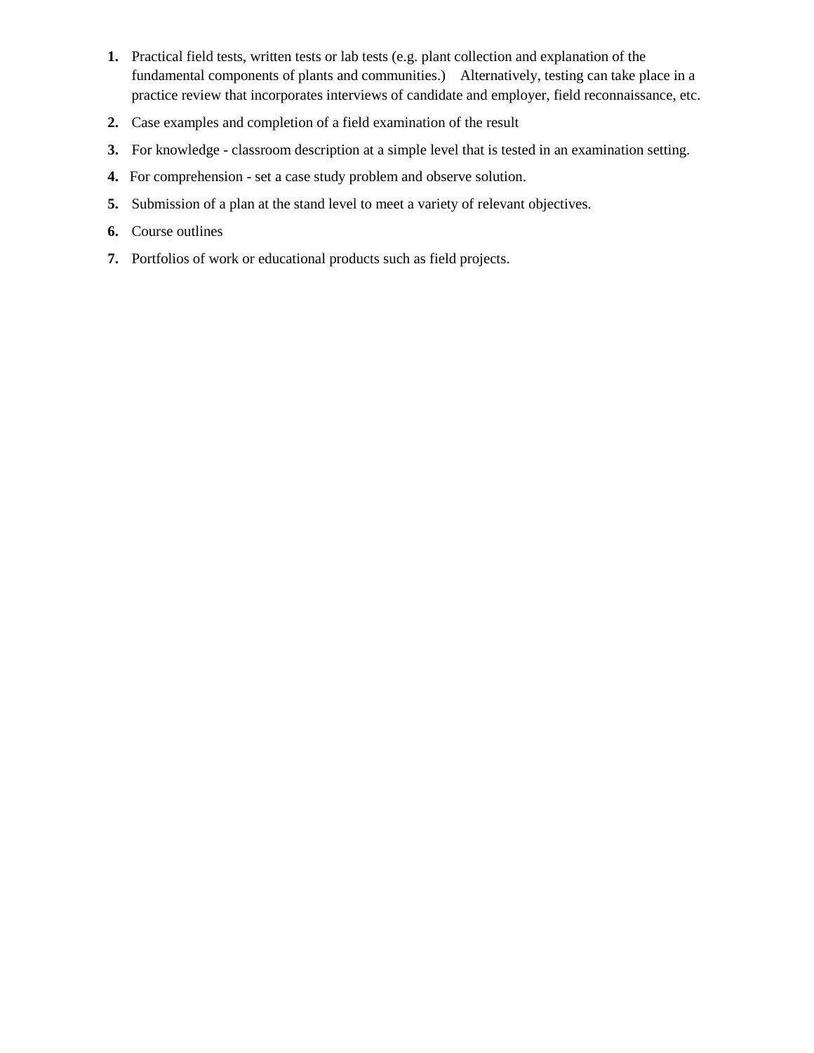1. Practical field tests, written tests or lab tests (e.g. plant collection and explanation of the fundamental components of plants and communities.)  Alternatively, testing can take place in a practice review that incorporates interviews of candidate and employer, field reconnaissance, etc.
2. Case examples and completion of a field examination of the result
3. For knowledge - classroom description at a simple level that is tested in an examination setting.
4. For comprehension - set a case study problem and observe solution.
5. Submission of a plan at the stand level to meet a variety of relevant objectives.
6. Course outlines
7. Portfolios of work or educational products such as field projects.